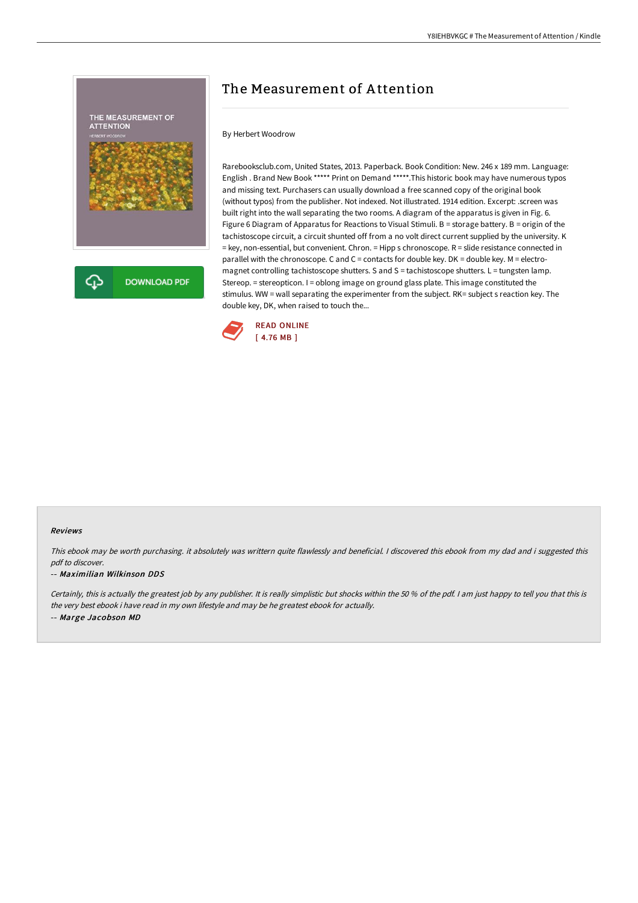# The Measurement of Attention

By Herbert Woodrow

Rarebooksclub.com, United States, 2013. Paperback. Book Condition: New. 246 x 189 mm. Language: English . Brand New Book ***** Print on Demand *****.This historic book may have numerous typos and missing text. Purchasers can usually download a free scanned copy of the original book (without typos) from the publisher. Not indexed. Not illustrated. 1914 edition. Excerpt: .screen was built right into the wall separating the two rooms. A diagram of the apparatus is given in Fig. 6. Figure 6 Diagram of Apparatus for Reactions to Visual Stimuli. B = storage battery. B = origin of the tachistoscope circuit, a circuit shunted off from a no volt direct current supplied by the university. K = key, non-essential, but convenient. Chron. = Hipp s chronoscope. R = slide resistance connected in parallel with the chronoscope. C and C = contacts for double key. DK = double key. M = electro-magnet controlling tachistoscope shutters. S and S = tachistoscope shutters. L = tungsten lamp. Stereop. = stereopticon. I = oblong image on ground glass plate. This image constituted the stimulus. WW = wall separating the experimenter from the subject. RK= subject s reaction key. The double key, DK, when raised to touch the...

READ ONLINE
[ 4.76 MB ]

#### Reviews

*This ebook may be worth purchasing. it absolutely was writtern quite flawlessly and beneficial. I discovered this ebook from my dad and i suggested this pdf to discover.*

-- ***Maximilian Wilkinson DDS***

*Certainly, this is actually the greatest job by any publisher. It is really simplistic but shocks within the 50 % of the pdf. I am just happy to tell you that this is the very best ebook i have read in my own lifestyle and may be he greatest ebook for actually.*

-- ***Marge Jacobson MD***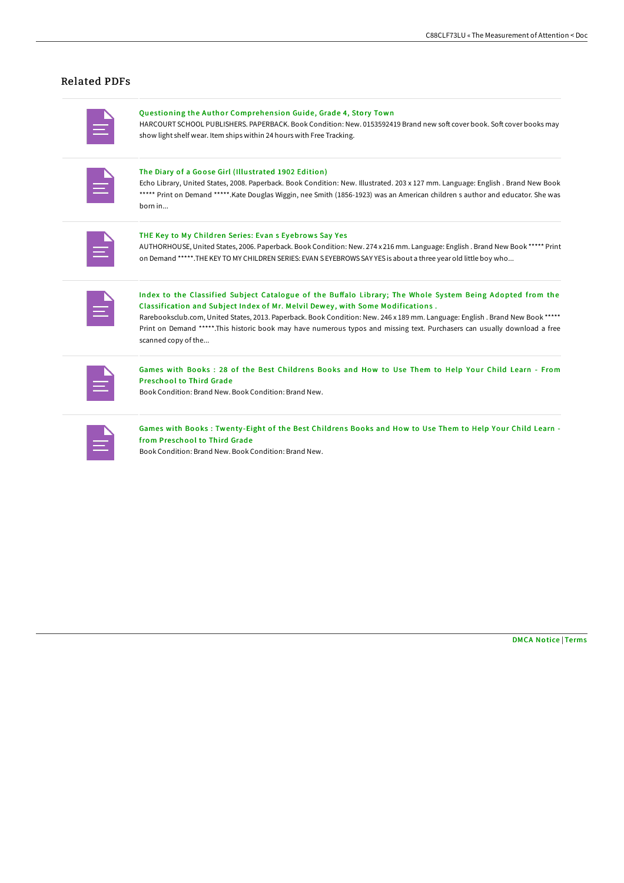## Related PDFs

### Questioning the Author Comprehension Guide, Grade 4, Story Town

HARCOURT SCHOOL PUBLISHERS. PAPERBACK. Book Condition: New. 0153592419 Brand new soft cover book. Soft cover books may show light shelf wear. Item ships within 24 hours with Free Tracking.

### The Diary of a Goose Girl (Illustrated 1902 Edition)

Echo Library, United States, 2008. Paperback. Book Condition: New. Illustrated. 203 x 127 mm. Language: English . Brand New Book ***** Print on Demand *****.Kate Douglas Wiggin, nee Smith (1856-1923) was an American children s author and educator. She was born in...

### THE Key to My Children Series: Evan s Eyebrows Say Yes

AUTHORHOUSE, United States, 2006. Paperback. Book Condition: New. 274 x 216 mm. Language: English . Brand New Book ***** Print on Demand *****.THE KEY TO MY CHILDREN SERIES: EVAN S EYEBROWS SAY YES is about a three year old little boy who...

### Index to the Classified Subject Catalogue of the Buffalo Library; The Whole System Being Adopted from the Classification and Subject Index of Mr. Melvil Dewey, with Some Modifications .

Rarebooksclub.com, United States, 2013. Paperback. Book Condition: New. 246 x 189 mm. Language: English . Brand New Book ***** Print on Demand *****.This historic book may have numerous typos and missing text. Purchasers can usually download a free scanned copy of the...

### Games with Books : 28 of the Best Childrens Books and How to Use Them to Help Your Child Learn - From Preschool to Third Grade

Book Condition: Brand New. Book Condition: Brand New.

### Games with Books : Twenty-Eight of the Best Childrens Books and How to Use Them to Help Your Child Learn - from Preschool to Third Grade

Book Condition: Brand New. Book Condition: Brand New.